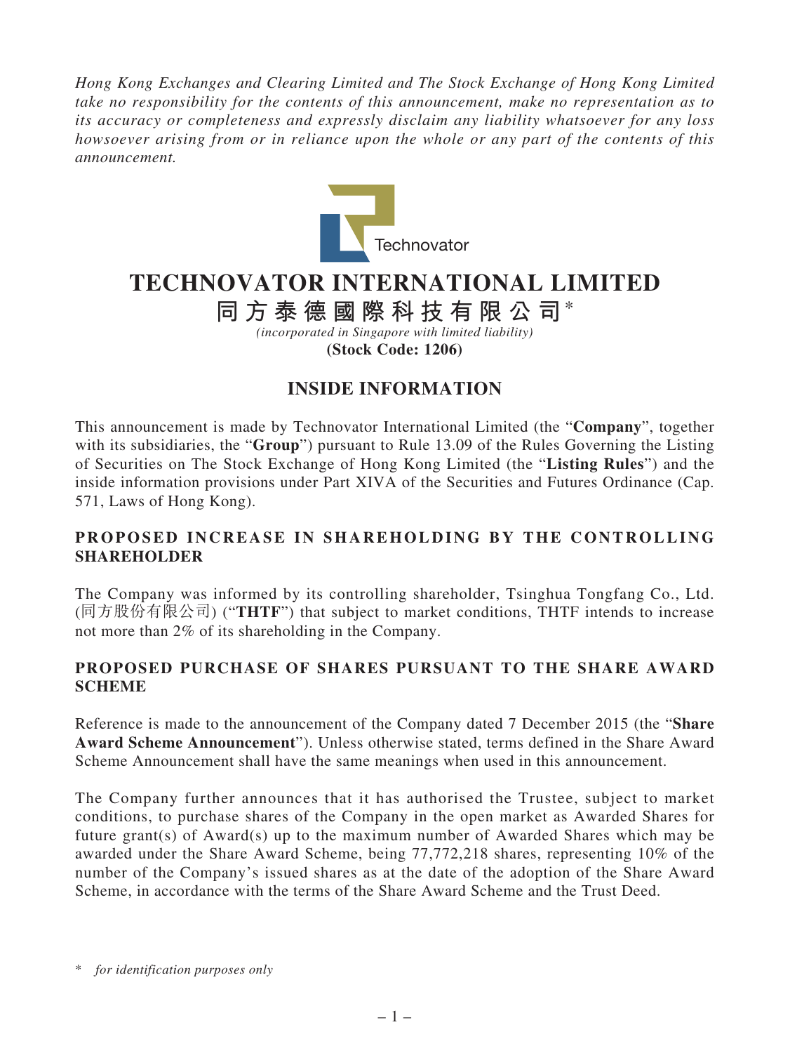*Hong Kong Exchanges and Clearing Limited and The Stock Exchange of Hong Kong Limited take no responsibility for the contents of this announcement, make no representation as to its accuracy or completeness and expressly disclaim any liability whatsoever for any loss howsoever arising from or in reliance upon the whole or any part of the contents of this announcement.*

Technovator

# TECHNOVATOR INTERNATIONAL LIMITED

## 同方泰德國際科技有限公司*

*(incorporated in Singapore with limited liability)*

**(Stock Code: 1206)**

## INSIDE INFORMATION

This announcement is made by Technovator International Limited (the "**Company**", together with its subsidiaries, the "**Group**") pursuant to Rule 13.09 of the Rules Governing the Listing of Securities on The Stock Exchange of Hong Kong Limited (the "**Listing Rules**") and the inside information provisions under Part XIVA of the Securities and Futures Ordinance (Cap. 571, Laws of Hong Kong).

### PROPOSED INCREASE IN SHAREHOLDING BY THE CONTROLLING SHAREHOLDER

The Company was informed by its controlling shareholder, Tsinghua Tongfang Co., Ltd. (同方股份有限公司) ("**THTF**") that subject to market conditions, THTF intends to increase not more than 2% of its shareholding in the Company.

### PROPOSED PURCHASE OF SHARES PURSUANT TO THE SHARE AWARD SCHEME

Reference is made to the announcement of the Company dated 7 December 2015 (the "**Share Award Scheme Announcement**"). Unless otherwise stated, terms defined in the Share Award Scheme Announcement shall have the same meanings when used in this announcement.

The Company further announces that it has authorised the Trustee, subject to market conditions, to purchase shares of the Company in the open market as Awarded Shares for future grant(s) of Award(s) up to the maximum number of Awarded Shares which may be awarded under the Share Award Scheme, being 77,772,218 shares, representing 10% of the number of the Company's issued shares as at the date of the adoption of the Share Award Scheme, in accordance with the terms of the Share Award Scheme and the Trust Deed.

\* *for identification purposes only*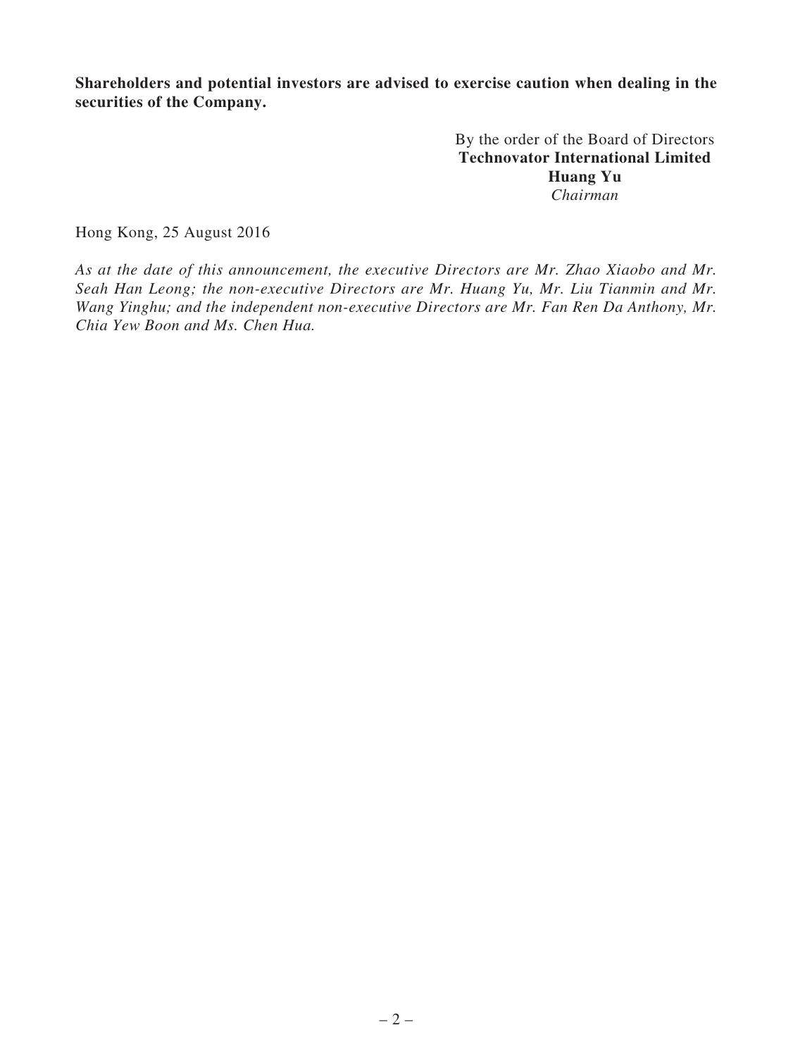**Shareholders and potential investors are advised to exercise caution when dealing in the securities of the Company.**

By the order of the Board of Directors
**Technovator International Limited**
**Huang Yu**
*Chairman*

Hong Kong, 25 August 2016

*As at the date of this announcement, the executive Directors are Mr. Zhao Xiaobo and Mr. Seah Han Leong; the non-executive Directors are Mr. Huang Yu, Mr. Liu Tianmin and Mr. Wang Yinghu; and the independent non-executive Directors are Mr. Fan Ren Da Anthony, Mr. Chia Yew Boon and Ms. Chen Hua.*